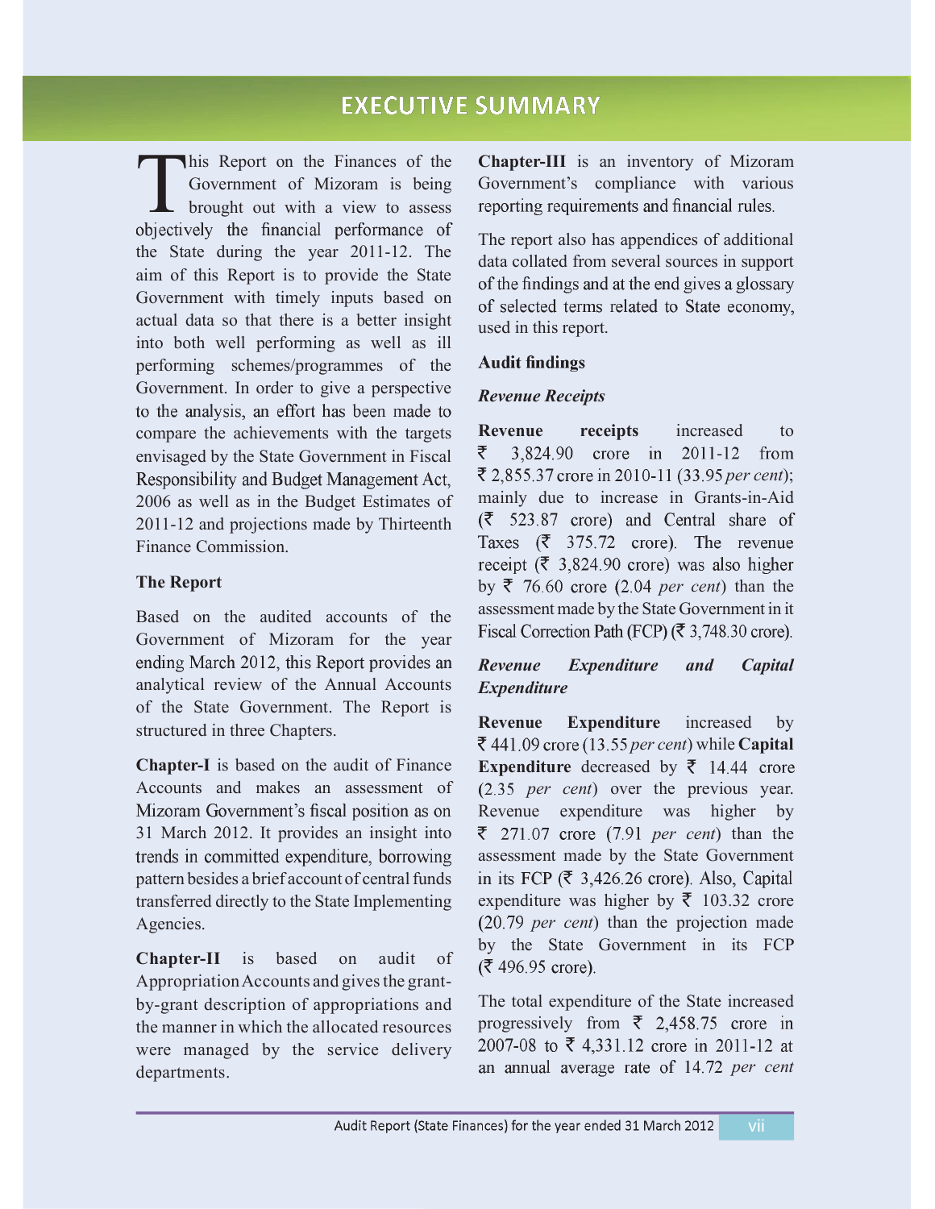# EXECUTIVE SUMMARY

This Report on the Finances of the Government of Mizoram is being brought out with a view to assess objectively the financial performance of the State during the year 2011-12. The aim of this Report is to provide the State Government with timely inputs based on actual data so that there is a better insight into both well performing as well as ill performing schemes/programmes of the Government. In order to give a perspective to the analysis, an effort has been made to compare the achievements with the targets envisaged by the State Government in Fiscal Responsibility and Budget Management Act, 2006 as well as in the Budget Estimates of 2011-12 and projections made by Thirteenth Finance Commission.

### The Report

Based on the audited accounts of the Government of Mizoram for the year ending March 2012, this Report provides an analytical review of the Annual Accounts of the State Government. The Report is structured in three Chapters.

**Chapter-I** is based on the audit of Finance Accounts and makes an assessment of Mizoram Government's fiscal position as on 31 March 2012. It provides an insight into trends in committed expenditure, borrowing pattern besides a brief account of central funds transferred directly to the State Implementing Agencies.

**Chapter-II** is based on audit of Appropriation Accounts and gives the grant-by-grant description of appropriations and the manner in which the allocated resources were managed by the service delivery departments.

**Chapter-III** is an inventory of Mizoram Government's compliance with various reporting requirements and financial rules.

The report also has appendices of additional data collated from several sources in support of the findings and at the end gives a glossary of selected terms related to State economy, used in this report.

### Audit findings

#### *Revenue Receipts*

**Revenue receipts** increased to ₹ 3,824.90 crore in 2011-12 from ₹ 2,855.37 crore in 2010-11 (33.95 *per cent*); mainly due to increase in Grants-in-Aid (₹ 523.87 crore) and Central share of Taxes (₹ 375.72 crore). The revenue receipt (₹ 3,824.90 crore) was also higher by ₹ 76.60 crore (2.04 *per cent*) than the assessment made by the State Government in it Fiscal Correction Path (FCP) (₹ 3,748.30 crore).

#### *Revenue Expenditure and Capital Expenditure*

**Revenue Expenditure** increased by ₹ 441.09 crore (13.55 *per cent*) while **Capital Expenditure** decreased by ₹ 14.44 crore (2.35 *per cent*) over the previous year. Revenue expenditure was higher by ₹ 271.07 crore (7.91 *per cent*) than the assessment made by the State Government in its FCP (₹ 3,426.26 crore). Also, Capital expenditure was higher by ₹ 103.32 crore (20.79 *per cent*) than the projection made by the State Government in its FCP (₹ 496.95 crore).

The total expenditure of the State increased progressively from ₹ 2,458.75 crore in 2007-08 to ₹ 4,331.12 crore in 2011-12 at an annual average rate of 14.72 *per cent*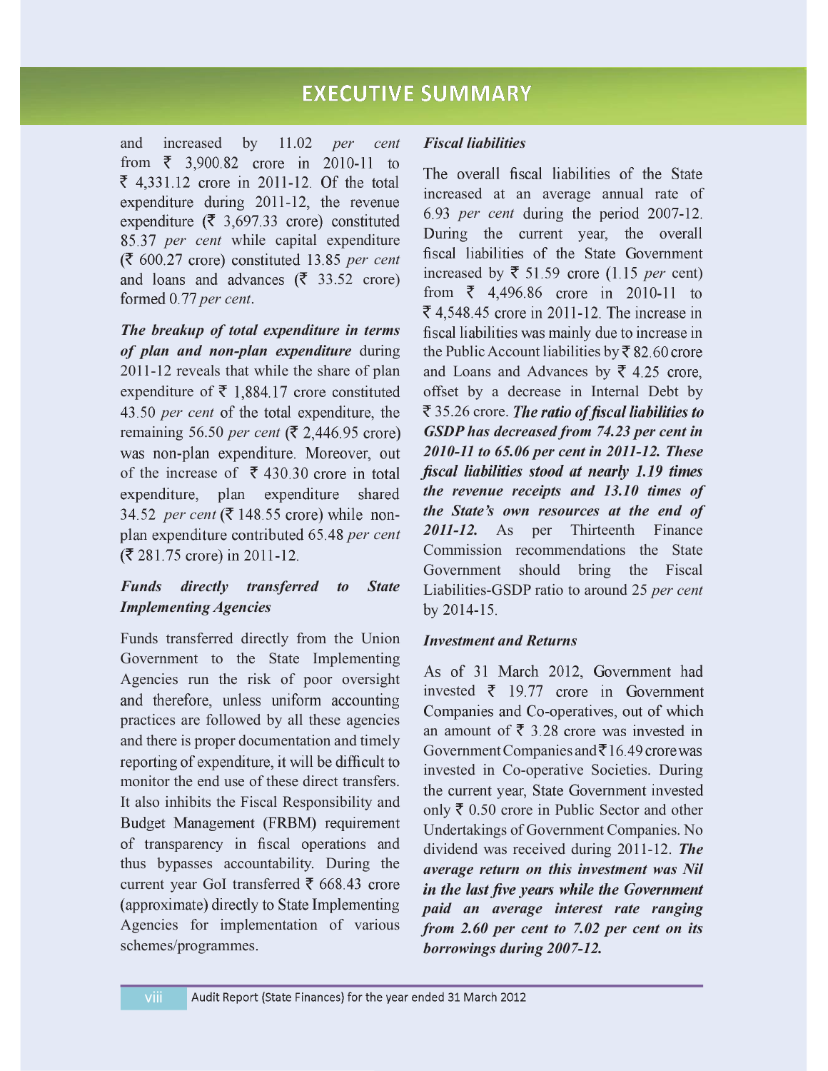and increased by 11.02 *per cent* from ₹ 3,900.82 crore in 2010-11 to ₹ 4,331.12 crore in 2011-12. Of the total expenditure during 2011-12, the revenue expenditure (₹ 3,697.33 crore) constituted 85.37 *per cent* while capital expenditure (₹ 600.27 crore) constituted 13.85 *per cent* and loans and advances (₹ 33.52 crore) formed 0.77 *per cent*.

***The breakup of total expenditure in terms of plan and non-plan expenditure*** during 2011-12 reveals that while the share of plan expenditure of ₹ 1,884.17 crore constituted 43.50 *per cent* of the total expenditure, the remaining 56.50 *per cent* (₹ 2,446.95 crore) was non-plan expenditure. Moreover, out of the increase of ₹ 430.30 crore in total expenditure, plan expenditure shared 34.52 *per cent* (₹ 148.55 crore) while non-plan expenditure contributed 65.48 *per cent* (₹ 281.75 crore) in 2011-12.

### *Funds directly transferred to State Implementing Agencies*

Funds transferred directly from the Union Government to the State Implementing Agencies run the risk of poor oversight and therefore, unless uniform accounting practices are followed by all these agencies and there is proper documentation and timely reporting of expenditure, it will be difficult to monitor the end use of these direct transfers. It also inhibits the Fiscal Responsibility and Budget Management (FRBM) requirement of transparency in fiscal operations and thus bypasses accountability. During the current year GoI transferred ₹ 668.43 crore (approximate) directly to State Implementing Agencies for implementation of various schemes/programmes.

### *Fiscal liabilities*

The overall fiscal liabilities of the State increased at an average annual rate of 6.93 *per cent* during the period 2007-12. During the current year, the overall fiscal liabilities of the State Government increased by ₹ 51.59 crore (1.15 *per* cent) from ₹ 4,496.86 crore in 2010-11 to ₹ 4,548.45 crore in 2011-12. The increase in fiscal liabilities was mainly due to increase in the Public Account liabilities by ₹ 82.60 crore and Loans and Advances by ₹ 4.25 crore, offset by a decrease in Internal Debt by ₹ 35.26 crore. ***The ratio of fiscal liabilities to GSDP has decreased from 74.23 per cent in 2010-11 to 65.06 per cent in 2011-12. These fiscal liabilities stood at nearly 1.19 times the revenue receipts and 13.10 times of the State's own resources at the end of 2011-12.*** As per Thirteenth Finance Commission recommendations the State Government should bring the Fiscal Liabilities-GSDP ratio to around 25 *per cent* by 2014-15.

### *Investment and Returns*

As of 31 March 2012, Government had invested ₹ 19.77 crore in Government Companies and Co-operatives, out of which an amount of ₹ 3.28 crore was invested in Government Companies and ₹ 16.49 crore was invested in Co-operative Societies. During the current year, State Government invested only ₹ 0.50 crore in Public Sector and other Undertakings of Government Companies. No dividend was received during 2011-12. ***The average return on this investment was Nil in the last five years while the Government paid an average interest rate ranging from 2.60 per cent to 7.02 per cent on its borrowings during 2007-12.***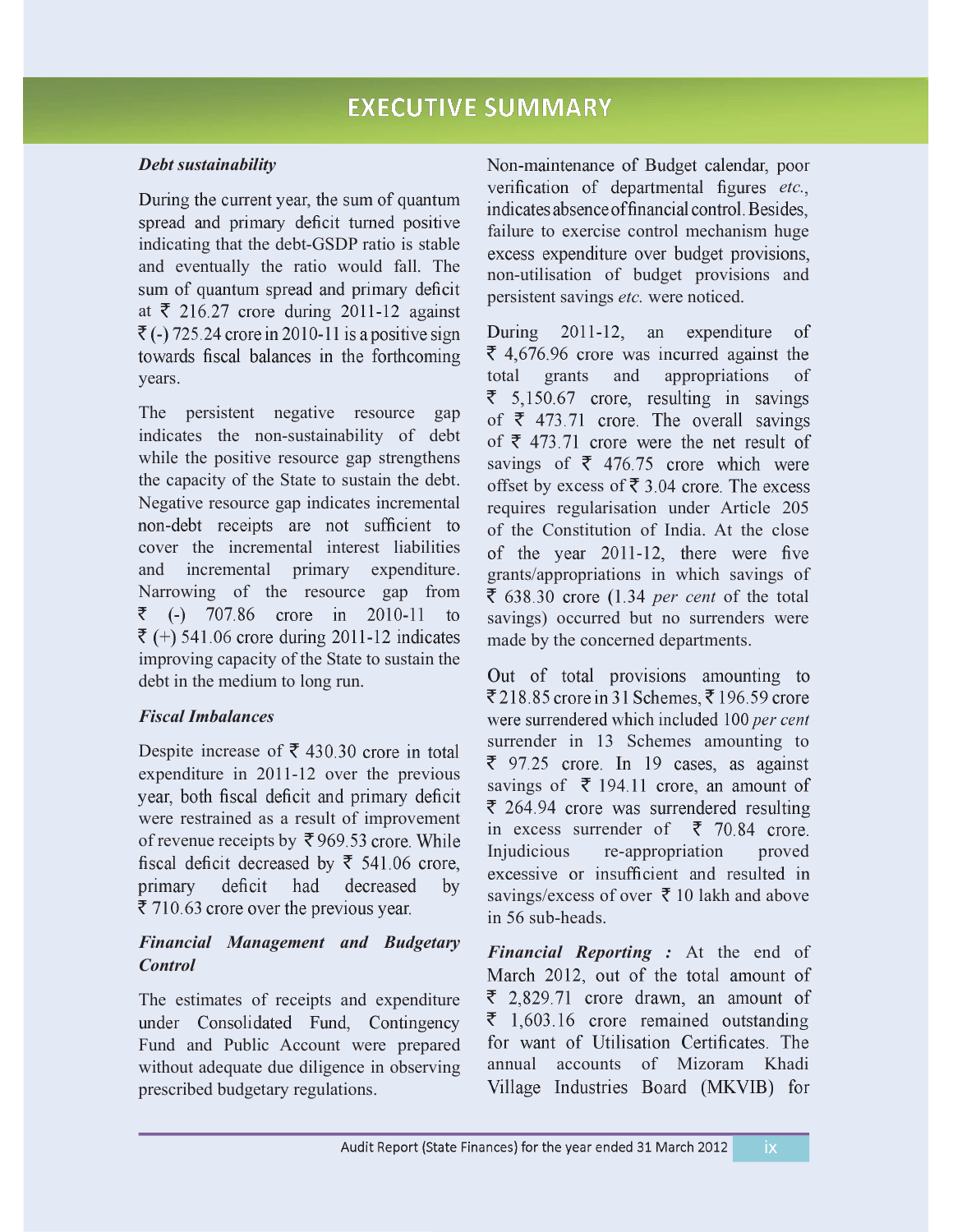# EXECUTIVE SUMMARY

***Debt sustainability***

During the current year, the sum of quantum spread and primary deficit turned positive indicating that the debt-GSDP ratio is stable and eventually the ratio would fall. The sum of quantum spread and primary deficit at ₹ 216.27 crore during 2011-12 against ₹ (-) 725.24 crore in 2010-11 is a positive sign towards fiscal balances in the forthcoming years.

The persistent negative resource gap indicates the non-sustainability of debt while the positive resource gap strengthens the capacity of the State to sustain the debt. Negative resource gap indicates incremental non-debt receipts are not sufficient to cover the incremental interest liabilities and incremental primary expenditure. Narrowing of the resource gap from ₹ (-) 707.86 crore in 2010-11 to ₹ (+) 541.06 crore during 2011-12 indicates improving capacity of the State to sustain the debt in the medium to long run.

***Fiscal Imbalances***

Despite increase of ₹ 430.30 crore in total expenditure in 2011-12 over the previous year, both fiscal deficit and primary deficit were restrained as a result of improvement of revenue receipts by ₹ 969.53 crore. While fiscal deficit decreased by ₹ 541.06 crore, primary deficit had decreased by ₹ 710.63 crore over the previous year.

***Financial Management and Budgetary Control***

The estimates of receipts and expenditure under Consolidated Fund, Contingency Fund and Public Account were prepared without adequate due diligence in observing prescribed budgetary regulations. Non-maintenance of Budget calendar, poor verification of departmental figures *etc.*, indicates absence of financial control. Besides, failure to exercise control mechanism huge excess expenditure over budget provisions, non-utilisation of budget provisions and persistent savings *etc.* were noticed.

During 2011-12, an expenditure of ₹ 4,676.96 crore was incurred against the total grants and appropriations of ₹ 5,150.67 crore, resulting in savings of ₹ 473.71 crore. The overall savings of ₹ 473.71 crore were the net result of savings of ₹ 476.75 crore which were offset by excess of ₹ 3.04 crore. The excess requires regularisation under Article 205 of the Constitution of India. At the close of the year 2011-12, there were five grants/appropriations in which savings of ₹ 638.30 crore (1.34 *per cent* of the total savings) occurred but no surrenders were made by the concerned departments.

Out of total provisions amounting to ₹ 218.85 crore in 31 Schemes, ₹ 196.59 crore were surrendered which included 100 *per cent* surrender in 13 Schemes amounting to ₹ 97.25 crore. In 19 cases, as against savings of ₹ 194.11 crore, an amount of ₹ 264.94 crore was surrendered resulting in excess surrender of ₹ 70.84 crore. Injudicious re-appropriation proved excessive or insufficient and resulted in savings/excess of over ₹ 10 lakh and above in 56 sub-heads.

***Financial Reporting :*** At the end of March 2012, out of the total amount of ₹ 2,829.71 crore drawn, an amount of ₹ 1,603.16 crore remained outstanding for want of Utilisation Certificates. The annual accounts of Mizoram Khadi Village Industries Board (MKVIB) for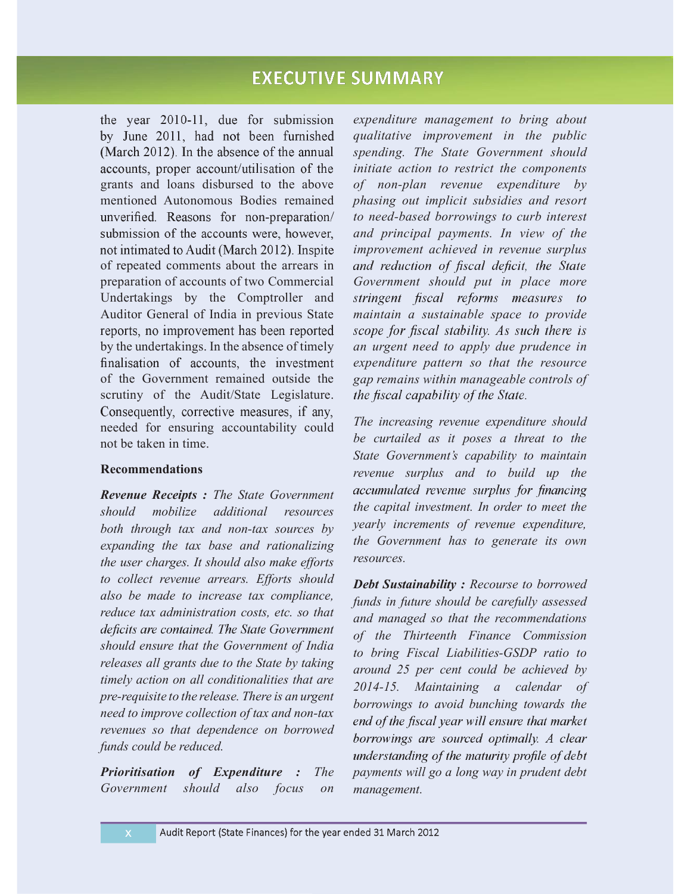the year 2010-11, due for submission by June 2011, had not been furnished (March 2012). In the absence of the annual accounts, proper account/utilisation of the grants and loans disbursed to the above mentioned Autonomous Bodies remained unverified. Reasons for non-preparation/ submission of the accounts were, however, not intimated to Audit (March 2012). Inspite of repeated comments about the arrears in preparation of accounts of two Commercial Undertakings by the Comptroller and Auditor General of India in previous State reports, no improvement has been reported by the undertakings. In the absence of timely finalisation of accounts, the investment of the Government remained outside the scrutiny of the Audit/State Legislature. Consequently, corrective measures, if any, needed for ensuring accountability could not be taken in time.

### Recommendations

***Revenue Receipts :*** *The State Government should mobilize additional resources both through tax and non-tax sources by expanding the tax base and rationalizing the user charges. It should also make efforts to collect revenue arrears. Efforts should also be made to increase tax compliance, reduce tax administration costs, etc. so that deficits are contained. The State Government should ensure that the Government of India releases all grants due to the State by taking timely action on all conditionalities that are pre-requisite to the release. There is an urgent need to improve collection of tax and non-tax revenues so that dependence on borrowed funds could be reduced.*

***Prioritisation of Expenditure :*** *The Government should also focus on expenditure management to bring about qualitative improvement in the public spending. The State Government should initiate action to restrict the components of non-plan revenue expenditure by phasing out implicit subsidies and resort to need-based borrowings to curb interest and principal payments. In view of the improvement achieved in revenue surplus and reduction of fiscal deficit, the State Government should put in place more stringent fiscal reforms measures to maintain a sustainable space to provide scope for fiscal stability. As such there is an urgent need to apply due prudence in expenditure pattern so that the resource gap remains within manageable controls of the fiscal capability of the State.*

*The increasing revenue expenditure should be curtailed as it poses a threat to the State Government's capability to maintain revenue surplus and to build up the accumulated revenue surplus for financing the capital investment. In order to meet the yearly increments of revenue expenditure, the Government has to generate its own resources.*

***Debt Sustainability :*** *Recourse to borrowed funds in future should be carefully assessed and managed so that the recommendations of the Thirteenth Finance Commission to bring Fiscal Liabilities-GSDP ratio to around 25 per cent could be achieved by 2014-15. Maintaining a calendar of borrowings to avoid bunching towards the end of the fiscal year will ensure that market borrowings are sourced optimally. A clear understanding of the maturity profile of debt payments will go a long way in prudent debt management.*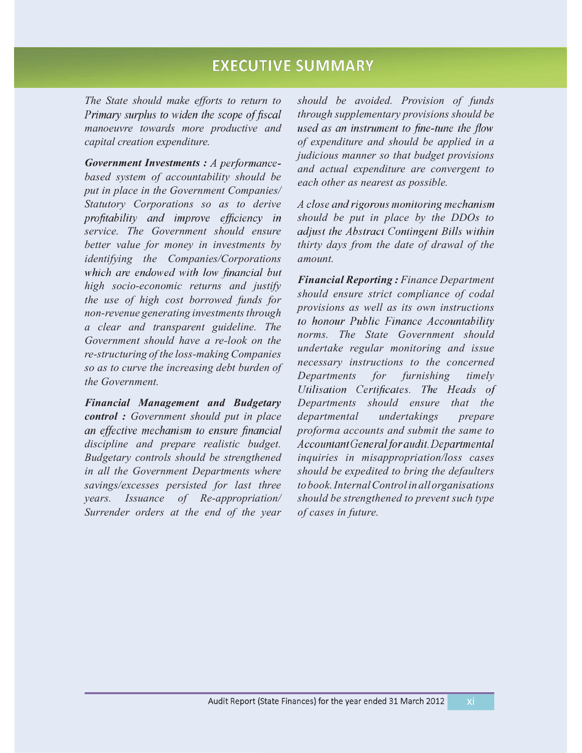# EXECUTIVE SUMMARY

*The State should make efforts to return to Primary surplus to widen the scope of fiscal manoeuvre towards more productive and capital creation expenditure.*

***Government Investments :*** *A performance-based system of accountability should be put in place in the Government Companies/ Statutory Corporations so as to derive profitability and improve efficiency in service. The Government should ensure better value for money in investments by identifying the Companies/Corporations which are endowed with low financial but high socio-economic returns and justify the use of high cost borrowed funds for non-revenue generating investments through a clear and transparent guideline. The Government should have a re-look on the re-structuring of the loss-making Companies so as to curve the increasing debt burden of the Government.*

***Financial Management and Budgetary control :*** *Government should put in place an effective mechanism to ensure financial discipline and prepare realistic budget. Budgetary controls should be strengthened in all the Government Departments where savings/excesses persisted for last three years. Issuance of Re-appropriation/ Surrender orders at the end of the year should be avoided. Provision of funds through supplementary provisions should be used as an instrument to fine-tune the flow of expenditure and should be applied in a judicious manner so that budget provisions and actual expenditure are convergent to each other as nearest as possible.*

*A close and rigorous monitoring mechanism should be put in place by the DDOs to adjust the Abstract Contingent Bills within thirty days from the date of drawal of the amount.*

***Financial Reporting :*** *Finance Department should ensure strict compliance of codal provisions as well as its own instructions to honour Public Finance Accountability norms. The State Government should undertake regular monitoring and issue necessary instructions to the concerned Departments for furnishing timely Utilisation Certificates. The Heads of Departments should ensure that the departmental undertakings prepare proforma accounts and submit the same to Accountant General for audit. Departmental inquiries in misappropriation/loss cases should be expedited to bring the defaulters to book. Internal Control in all organisations should be strengthened to prevent such type of cases in future.*